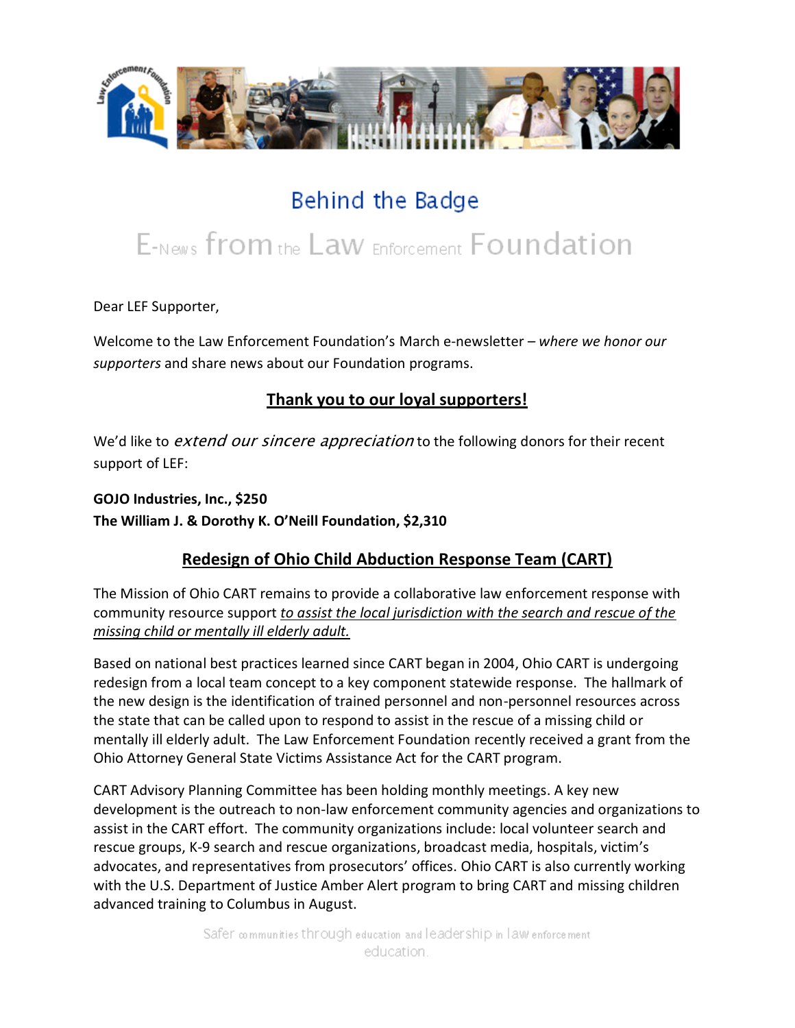# Behind the Badge

## E-News from the Law Enforcement Foundation

Dear LEF Supporter,

Welcome to the Law Enforcement Foundation's March e-newsletter – *where we honor our supporters* and share news about our Foundation programs.

## Thank you to our loyal supporters!

We'd like to *extend our sincere appreciation* to the following donors for their recent support of LEF:

**GOJO Industries, Inc., $250**
**The William J. & Dorothy K. O'Neill Foundation, $2,310**

## Redesign of Ohio Child Abduction Response Team (CART)

The Mission of Ohio CART remains to provide a collaborative law enforcement response with community resource support *to assist the local jurisdiction with the search and rescue of the missing child or mentally ill elderly adult.*

Based on national best practices learned since CART began in 2004, Ohio CART is undergoing redesign from a local team concept to a key component statewide response. The hallmark of the new design is the identification of trained personnel and non-personnel resources across the state that can be called upon to respond to assist in the rescue of a missing child or mentally ill elderly adult. The Law Enforcement Foundation recently received a grant from the Ohio Attorney General State Victims Assistance Act for the CART program.

CART Advisory Planning Committee has been holding monthly meetings. A key new development is the outreach to non-law enforcement community agencies and organizations to assist in the CART effort. The community organizations include: local volunteer search and rescue groups, K-9 search and rescue organizations, broadcast media, hospitals, victim's advocates, and representatives from prosecutors' offices. Ohio CART is also currently working with the U.S. Department of Justice Amber Alert program to bring CART and missing children advanced training to Columbus in August.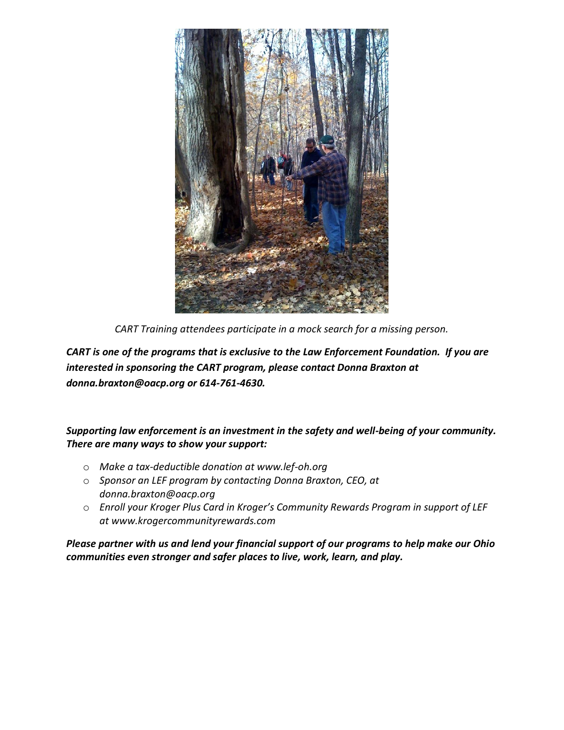*CART Training attendees participate in a mock search for a missing person.*

***CART is one of the programs that is exclusive to the Law Enforcement Foundation. If you are interested in sponsoring the CART program, please contact Donna Braxton at donna.braxton@oacp.org or 614-761-4630.***

***Supporting law enforcement is an investment in the safety and well-being of your community. There are many ways to show your support:***

- *Make a tax-deductible donation at www.lef-oh.org*
- *Sponsor an LEF program by contacting Donna Braxton, CEO, at donna.braxton@oacp.org*
- *Enroll your Kroger Plus Card in Kroger's Community Rewards Program in support of LEF at www.krogercommunityrewards.com*

***Please partner with us and lend your financial support of our programs to help make our Ohio communities even stronger and safer places to live, work, learn, and play.***